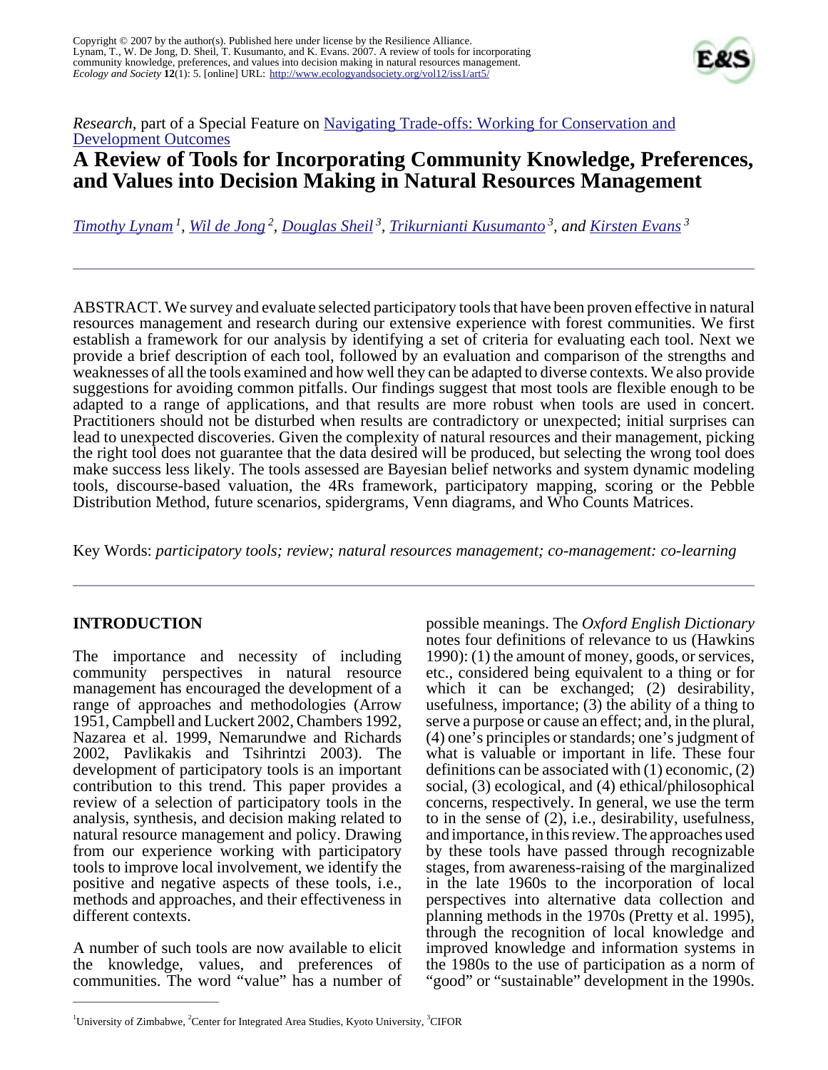Copyright © 2007 by the author(s). Published here under license by the Resilience Alliance.
Lynam, T., W. De Jong, D. Sheil, T. Kusumanto, and K. Evans. 2007. A review of tools for incorporating community knowledge, preferences, and values into decision making in natural resources management. *Ecology and Society* **12**(1): 5. [online] URL: http://www.ecologyandsociety.org/vol12/iss1/art5/

*Research*, part of a Special Feature on Navigating Trade-offs: Working for Conservation and Development Outcomes

# A Review of Tools for Incorporating Community Knowledge, Preferences, and Values into Decision Making in Natural Resources Management

*Timothy Lynam* [1], *Wil de Jong* [2], *Douglas Sheil* [3], *Trikurnianti Kusumanto* [3], *and Kirsten Evans* [3]

ABSTRACT. We survey and evaluate selected participatory tools that have been proven effective in natural resources management and research during our extensive experience with forest communities. We first establish a framework for our analysis by identifying a set of criteria for evaluating each tool. Next we provide a brief description of each tool, followed by an evaluation and comparison of the strengths and weaknesses of all the tools examined and how well they can be adapted to diverse contexts. We also provide suggestions for avoiding common pitfalls. Our findings suggest that most tools are flexible enough to be adapted to a range of applications, and that results are more robust when tools are used in concert. Practitioners should not be disturbed when results are contradictory or unexpected; initial surprises can lead to unexpected discoveries. Given the complexity of natural resources and their management, picking the right tool does not guarantee that the data desired will be produced, but selecting the wrong tool does make success less likely. The tools assessed are Bayesian belief networks and system dynamic modeling tools, discourse-based valuation, the 4Rs framework, participatory mapping, scoring or the Pebble Distribution Method, future scenarios, spidergrams, Venn diagrams, and Who Counts Matrices.

Key Words: *participatory tools; review; natural resources management; co-management: co-learning*

## INTRODUCTION

The importance and necessity of including community perspectives in natural resource management has encouraged the development of a range of approaches and methodologies (Arrow 1951, Campbell and Luckert 2002, Chambers 1992, Nazarea et al. 1999, Nemarundwe and Richards 2002, Pavlikakis and Tsihrintzi 2003). The development of participatory tools is an important contribution to this trend. This paper provides a review of a selection of participatory tools in the analysis, synthesis, and decision making related to natural resource management and policy. Drawing from our experience working with participatory tools to improve local involvement, we identify the positive and negative aspects of these tools, i.e., methods and approaches, and their effectiveness in different contexts.

A number of such tools are now available to elicit the knowledge, values, and preferences of communities. The word "value" has a number of possible meanings. The *Oxford English Dictionary* notes four definitions of relevance to us (Hawkins 1990): (1) the amount of money, goods, or services, etc., considered being equivalent to a thing or for which it can be exchanged; (2) desirability, usefulness, importance; (3) the ability of a thing to serve a purpose or cause an effect; and, in the plural, (4) one's principles or standards; one's judgment of what is valuable or important in life. These four definitions can be associated with (1) economic, (2) social, (3) ecological, and (4) ethical/philosophical concerns, respectively. In general, we use the term to in the sense of (2), i.e., desirability, usefulness, and importance, in this review. The approaches used by these tools have passed through recognizable stages, from awareness-raising of the marginalized in the late 1960s to the incorporation of local perspectives into alternative data collection and planning methods in the 1970s (Pretty et al. 1995), through the recognition of local knowledge and improved knowledge and information systems in the 1980s to the use of participation as a norm of "good" or "sustainable" development in the 1990s.

[1]University of Zimbabwe, [2]Center for Integrated Area Studies, Kyoto University, [3]CIFOR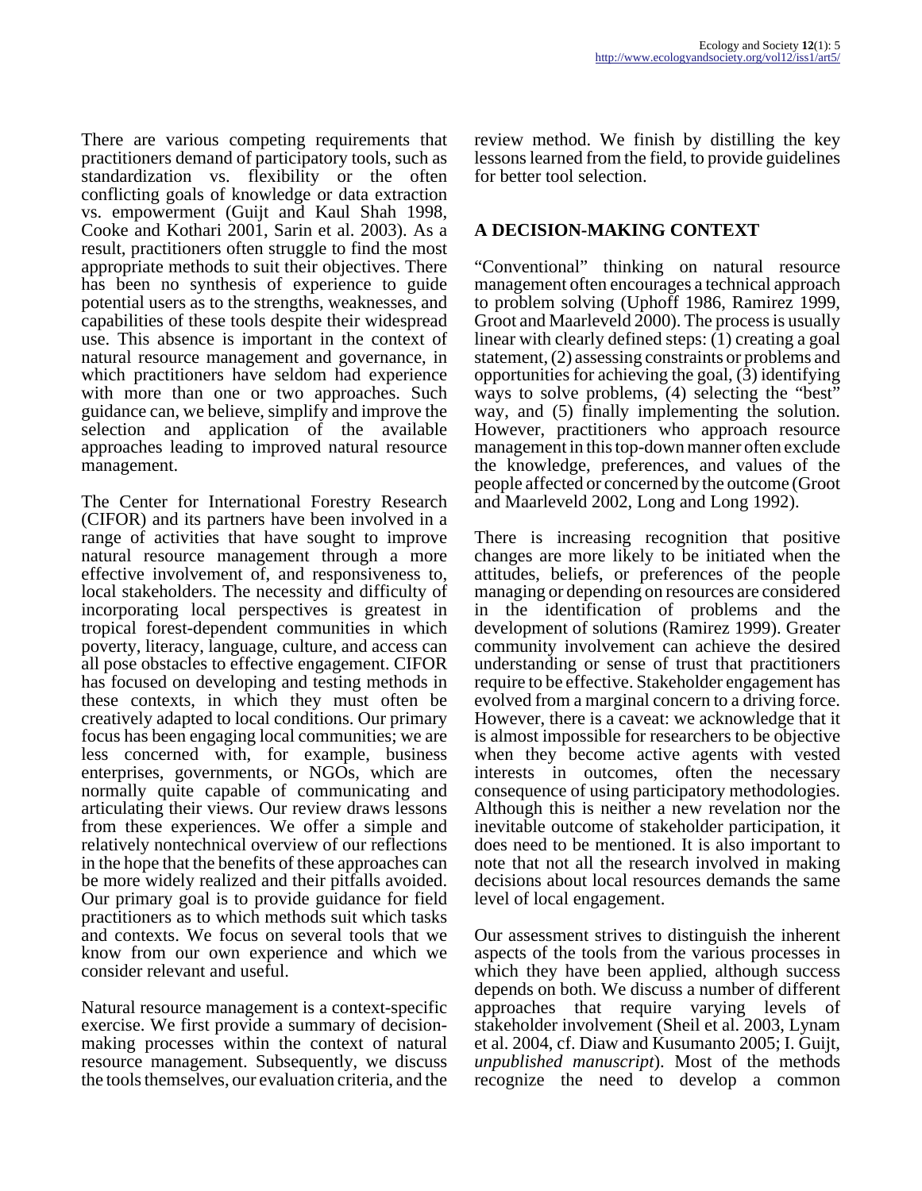There are various competing requirements that practitioners demand of participatory tools, such as standardization vs. flexibility or the often conflicting goals of knowledge or data extraction vs. empowerment (Guijt and Kaul Shah 1998, Cooke and Kothari 2001, Sarin et al. 2003). As a result, practitioners often struggle to find the most appropriate methods to suit their objectives. There has been no synthesis of experience to guide potential users as to the strengths, weaknesses, and capabilities of these tools despite their widespread use. This absence is important in the context of natural resource management and governance, in which practitioners have seldom had experience with more than one or two approaches. Such guidance can, we believe, simplify and improve the selection and application of the available approaches leading to improved natural resource management.

The Center for International Forestry Research (CIFOR) and its partners have been involved in a range of activities that have sought to improve natural resource management through a more effective involvement of, and responsiveness to, local stakeholders. The necessity and difficulty of incorporating local perspectives is greatest in tropical forest-dependent communities in which poverty, literacy, language, culture, and access can all pose obstacles to effective engagement. CIFOR has focused on developing and testing methods in these contexts, in which they must often be creatively adapted to local conditions. Our primary focus has been engaging local communities; we are less concerned with, for example, business enterprises, governments, or NGOs, which are normally quite capable of communicating and articulating their views. Our review draws lessons from these experiences. We offer a simple and relatively nontechnical overview of our reflections in the hope that the benefits of these approaches can be more widely realized and their pitfalls avoided. Our primary goal is to provide guidance for field practitioners as to which methods suit which tasks and contexts. We focus on several tools that we know from our own experience and which we consider relevant and useful.

Natural resource management is a context-specific exercise. We first provide a summary of decision-making processes within the context of natural resource management. Subsequently, we discuss the tools themselves, our evaluation criteria, and the review method. We finish by distilling the key lessons learned from the field, to provide guidelines for better tool selection.

## A DECISION-MAKING CONTEXT

"Conventional" thinking on natural resource management often encourages a technical approach to problem solving (Uphoff 1986, Ramirez 1999, Groot and Maarleveld 2000). The process is usually linear with clearly defined steps: (1) creating a goal statement, (2) assessing constraints or problems and opportunities for achieving the goal, (3) identifying ways to solve problems, (4) selecting the "best" way, and (5) finally implementing the solution. However, practitioners who approach resource management in this top-down manner often exclude the knowledge, preferences, and values of the people affected or concerned by the outcome (Groot and Maarleveld 2002, Long and Long 1992).

There is increasing recognition that positive changes are more likely to be initiated when the attitudes, beliefs, or preferences of the people managing or depending on resources are considered in the identification of problems and the development of solutions (Ramirez 1999). Greater community involvement can achieve the desired understanding or sense of trust that practitioners require to be effective. Stakeholder engagement has evolved from a marginal concern to a driving force. However, there is a caveat: we acknowledge that it is almost impossible for researchers to be objective when they become active agents with vested interests in outcomes, often the necessary consequence of using participatory methodologies. Although this is neither a new revelation nor the inevitable outcome of stakeholder participation, it does need to be mentioned. It is also important to note that not all the research involved in making decisions about local resources demands the same level of local engagement.

Our assessment strives to distinguish the inherent aspects of the tools from the various processes in which they have been applied, although success depends on both. We discuss a number of different approaches that require varying levels of stakeholder involvement (Sheil et al. 2003, Lynam et al. 2004, cf. Diaw and Kusumanto 2005; I. Guijt, *unpublished manuscript*). Most of the methods recognize the need to develop a common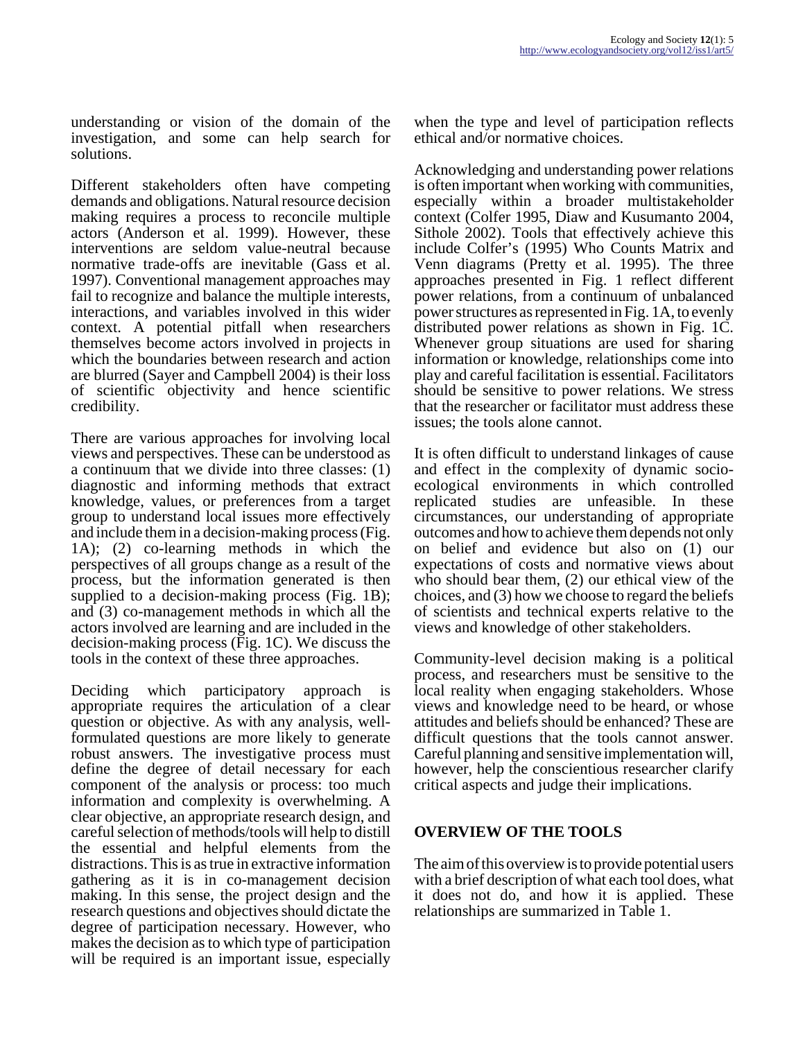understanding or vision of the domain of the investigation, and some can help search for solutions.

Different stakeholders often have competing demands and obligations. Natural resource decision making requires a process to reconcile multiple actors (Anderson et al. 1999). However, these interventions are seldom value-neutral because normative trade-offs are inevitable (Gass et al. 1997). Conventional management approaches may fail to recognize and balance the multiple interests, interactions, and variables involved in this wider context. A potential pitfall when researchers themselves become actors involved in projects in which the boundaries between research and action are blurred (Sayer and Campbell 2004) is their loss of scientific objectivity and hence scientific credibility.

There are various approaches for involving local views and perspectives. These can be understood as a continuum that we divide into three classes: (1) diagnostic and informing methods that extract knowledge, values, or preferences from a target group to understand local issues more effectively and include them in a decision-making process (Fig. 1A); (2) co-learning methods in which the perspectives of all groups change as a result of the process, but the information generated is then supplied to a decision-making process (Fig. 1B); and (3) co-management methods in which all the actors involved are learning and are included in the decision-making process (Fig. 1C). We discuss the tools in the context of these three approaches.

Deciding which participatory approach is appropriate requires the articulation of a clear question or objective. As with any analysis, well-formulated questions are more likely to generate robust answers. The investigative process must define the degree of detail necessary for each component of the analysis or process: too much information and complexity is overwhelming. A clear objective, an appropriate research design, and careful selection of methods/tools will help to distill the essential and helpful elements from the distractions. This is as true in extractive information gathering as it is in co-management decision making. In this sense, the project design and the research questions and objectives should dictate the degree of participation necessary. However, who makes the decision as to which type of participation will be required is an important issue, especially when the type and level of participation reflects ethical and/or normative choices.

Acknowledging and understanding power relations is often important when working with communities, especially within a broader multistakeholder context (Colfer 1995, Diaw and Kusumanto 2004, Sithole 2002). Tools that effectively achieve this include Colfer's (1995) Who Counts Matrix and Venn diagrams (Pretty et al. 1995). The three approaches presented in Fig. 1 reflect different power relations, from a continuum of unbalanced power structures as represented in Fig. 1A, to evenly distributed power relations as shown in Fig. 1C. Whenever group situations are used for sharing information or knowledge, relationships come into play and careful facilitation is essential. Facilitators should be sensitive to power relations. We stress that the researcher or facilitator must address these issues; the tools alone cannot.

It is often difficult to understand linkages of cause and effect in the complexity of dynamic socio-ecological environments in which controlled replicated studies are unfeasible. In these circumstances, our understanding of appropriate outcomes and how to achieve them depends not only on belief and evidence but also on (1) our expectations of costs and normative views about who should bear them, (2) our ethical view of the choices, and (3) how we choose to regard the beliefs of scientists and technical experts relative to the views and knowledge of other stakeholders.

Community-level decision making is a political process, and researchers must be sensitive to the local reality when engaging stakeholders. Whose views and knowledge need to be heard, or whose attitudes and beliefs should be enhanced? These are difficult questions that the tools cannot answer. Careful planning and sensitive implementation will, however, help the conscientious researcher clarify critical aspects and judge their implications.

## OVERVIEW OF THE TOOLS

The aim of this overview is to provide potential users with a brief description of what each tool does, what it does not do, and how it is applied. These relationships are summarized in Table 1.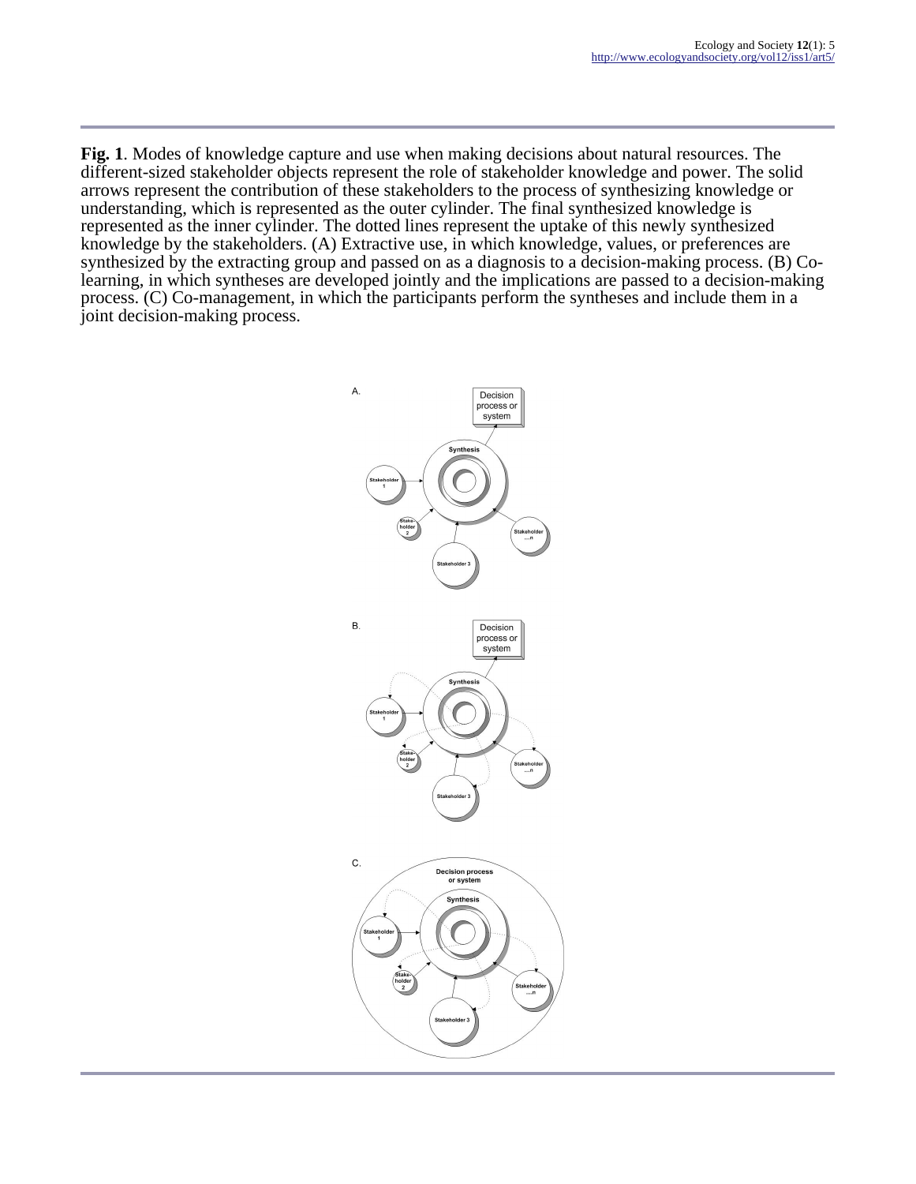**Fig. 1**. Modes of knowledge capture and use when making decisions about natural resources. The different-sized stakeholder objects represent the role of stakeholder knowledge and power. The solid arrows represent the contribution of these stakeholders to the process of synthesizing knowledge or understanding, which is represented as the outer cylinder. The final synthesized knowledge is represented as the inner cylinder. The dotted lines represent the uptake of this newly synthesized knowledge by the stakeholders. (A) Extractive use, in which knowledge, values, or preferences are synthesized by the extracting group and passed on as a diagnosis to a decision-making process. (B) Co-learning, in which syntheses are developed jointly and the implications are passed to a decision-making process. (C) Co-management, in which the participants perform the syntheses and include them in a joint decision-making process.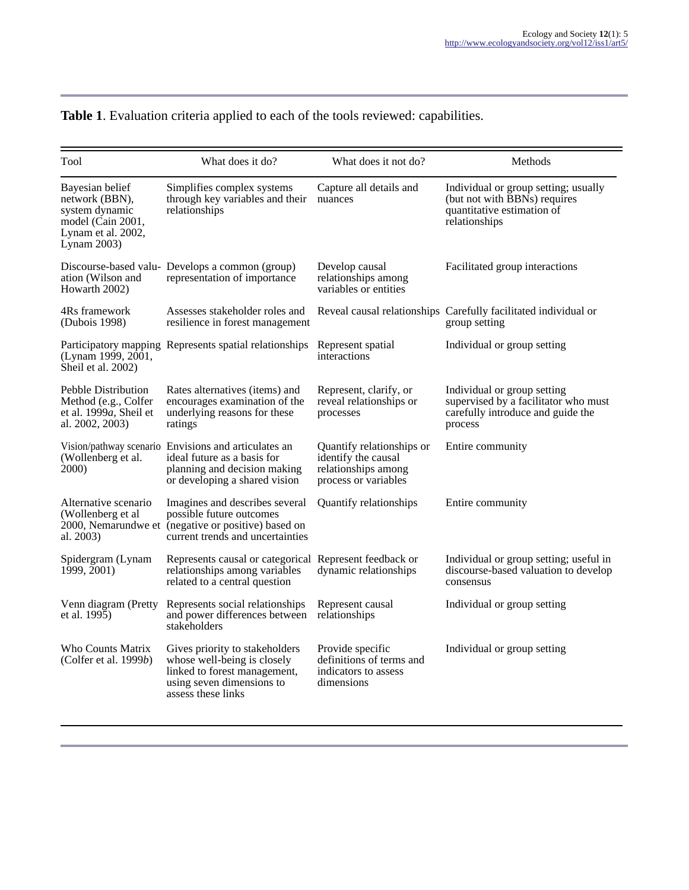**Table 1**. Evaluation criteria applied to each of the tools reviewed: capabilities.

| Tool | What does it do? | What does it not do? | Methods |
|---|---|---|---|
| Bayesian belief network (BBN), system dynamic model (Cain 2001, Lynam et al. 2002, Lynam 2003) | Simplifies complex systems through key variables and their relationships | Capture all details and nuances | Individual or group setting; usually (but not with BBNs) requires quantitative estimation of relationships |
| Discourse-based valuation (Wilson and Howarth 2002) | Develops a common (group) representation of importance | Develop causal relationships among variables or entities | Facilitated group interactions |
| 4Rs framework (Dubois 1998) | Assesses stakeholder roles and resilience in forest management | Reveal causal relationships | Carefully facilitated individual or group setting |
| Participatory mapping (Lynam 1999, 2001, Sheil et al. 2002) | Represents spatial relationships | Represent spatial interactions | Individual or group setting |
| Pebble Distribution Method (e.g., Colfer et al. 1999*a*, Sheil et al. 2002, 2003) | Rates alternatives (items) and encourages examination of the underlying reasons for these ratings | Represent, clarify, or reveal relationships or processes | Individual or group setting supervised by a facilitator who must carefully introduce and guide the process |
| Vision/pathway scenario (Wollenberg et al. 2000) | Envisions and articulates an ideal future as a basis for planning and decision making or developing a shared vision | Quantify relationships or identify the causal relationships among process or variables | Entire community |
| Alternative scenario (Wollenberg et al 2000, Nemarundwe et al. 2003) | Imagines and describes several possible future outcomes (negative or positive) based on current trends and uncertainties | Quantify relationships | Entire community |
| Spidergram (Lynam 1999, 2001) | Represents causal or categorical relationships among variables related to a central question | Represent feedback or dynamic relationships | Individual or group setting; useful in discourse-based valuation to develop consensus |
| Venn diagram (Pretty et al. 1995) | Represents social relationships and power differences between stakeholders | Represent causal relationships | Individual or group setting |
| Who Counts Matrix (Colfer et al. 1999*b*) | Gives priority to stakeholders whose well-being is closely linked to forest management, using seven dimensions to assess these links | Provide specific definitions of terms and indicators to assess dimensions | Individual or group setting |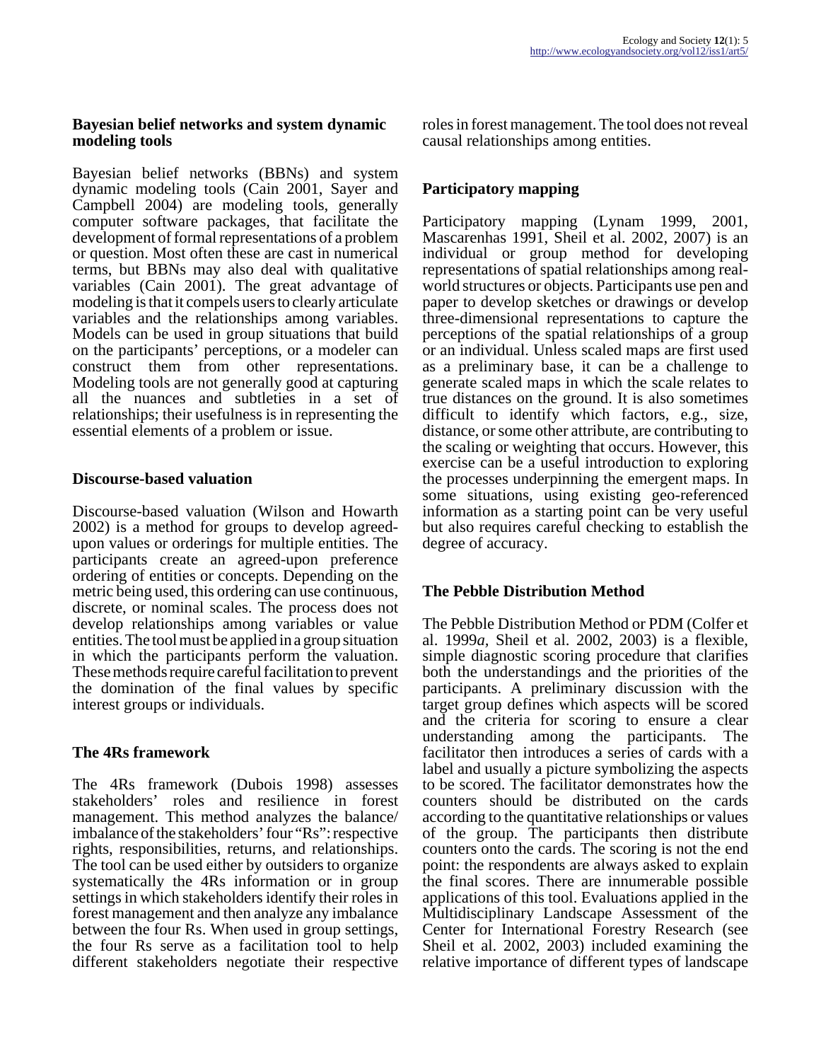### Bayesian belief networks and system dynamic modeling tools

Bayesian belief networks (BBNs) and system dynamic modeling tools (Cain 2001, Sayer and Campbell 2004) are modeling tools, generally computer software packages, that facilitate the development of formal representations of a problem or question. Most often these are cast in numerical terms, but BBNs may also deal with qualitative variables (Cain 2001). The great advantage of modeling is that it compels users to clearly articulate variables and the relationships among variables. Models can be used in group situations that build on the participants' perceptions, or a modeler can construct them from other representations. Modeling tools are not generally good at capturing all the nuances and subtleties in a set of relationships; their usefulness is in representing the essential elements of a problem or issue.

### Discourse-based valuation

Discourse-based valuation (Wilson and Howarth 2002) is a method for groups to develop agreed-upon values or orderings for multiple entities. The participants create an agreed-upon preference ordering of entities or concepts. Depending on the metric being used, this ordering can use continuous, discrete, or nominal scales. The process does not develop relationships among variables or value entities. The tool must be applied in a group situation in which the participants perform the valuation. These methods require careful facilitation to prevent the domination of the final values by specific interest groups or individuals.

### The 4Rs framework

The 4Rs framework (Dubois 1998) assesses stakeholders' roles and resilience in forest management. This method analyzes the balance/imbalance of the stakeholders' four "Rs": respective rights, responsibilities, returns, and relationships. The tool can be used either by outsiders to organize systematically the 4Rs information or in group settings in which stakeholders identify their roles in forest management and then analyze any imbalance between the four Rs. When used in group settings, the four Rs serve as a facilitation tool to help different stakeholders negotiate their respective roles in forest management. The tool does not reveal causal relationships among entities.

### Participatory mapping

Participatory mapping (Lynam 1999, 2001, Mascarenhas 1991, Sheil et al. 2002, 2007) is an individual or group method for developing representations of spatial relationships among real-world structures or objects. Participants use pen and paper to develop sketches or drawings or develop three-dimensional representations to capture the perceptions of the spatial relationships of a group or an individual. Unless scaled maps are first used as a preliminary base, it can be a challenge to generate scaled maps in which the scale relates to true distances on the ground. It is also sometimes difficult to identify which factors, e.g., size, distance, or some other attribute, are contributing to the scaling or weighting that occurs. However, this exercise can be a useful introduction to exploring the processes underpinning the emergent maps. In some situations, using existing geo-referenced information as a starting point can be very useful but also requires careful checking to establish the degree of accuracy.

### The Pebble Distribution Method

The Pebble Distribution Method or PDM (Colfer et al. 1999*a*, Sheil et al. 2002, 2003) is a flexible, simple diagnostic scoring procedure that clarifies both the understandings and the priorities of the participants. A preliminary discussion with the target group defines which aspects will be scored and the criteria for scoring to ensure a clear understanding among the participants. The facilitator then introduces a series of cards with a label and usually a picture symbolizing the aspects to be scored. The facilitator demonstrates how the counters should be distributed on the cards according to the quantitative relationships or values of the group. The participants then distribute counters onto the cards. The scoring is not the end point: the respondents are always asked to explain the final scores. There are innumerable possible applications of this tool. Evaluations applied in the Multidisciplinary Landscape Assessment of the Center for International Forestry Research (see Sheil et al. 2002, 2003) included examining the relative importance of different types of landscape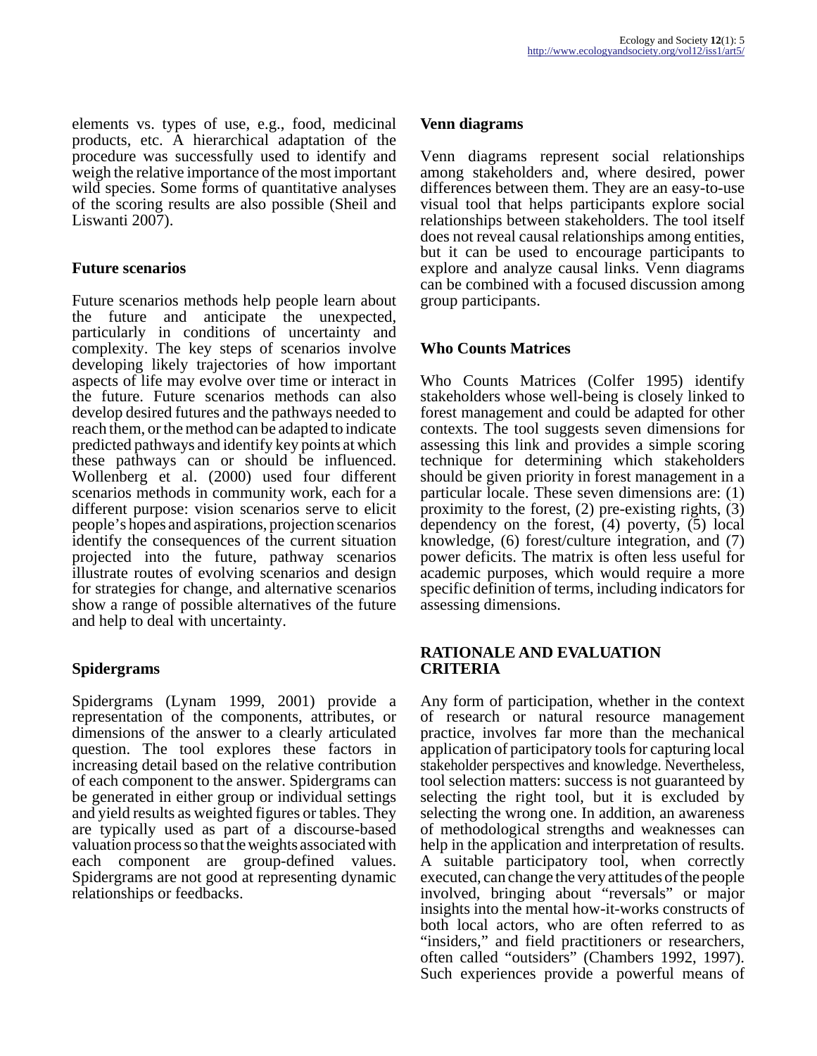elements vs. types of use, e.g., food, medicinal products, etc. A hierarchical adaptation of the procedure was successfully used to identify and weigh the relative importance of the most important wild species. Some forms of quantitative analyses of the scoring results are also possible (Sheil and Liswanti 2007).

### Future scenarios

Future scenarios methods help people learn about the future and anticipate the unexpected, particularly in conditions of uncertainty and complexity. The key steps of scenarios involve developing likely trajectories of how important aspects of life may evolve over time or interact in the future. Future scenarios methods can also develop desired futures and the pathways needed to reach them, or the method can be adapted to indicate predicted pathways and identify key points at which these pathways can or should be influenced. Wollenberg et al. (2000) used four different scenarios methods in community work, each for a different purpose: vision scenarios serve to elicit people's hopes and aspirations, projection scenarios identify the consequences of the current situation projected into the future, pathway scenarios illustrate routes of evolving scenarios and design for strategies for change, and alternative scenarios show a range of possible alternatives of the future and help to deal with uncertainty.

### Spidergrams

Spidergrams (Lynam 1999, 2001) provide a representation of the components, attributes, or dimensions of the answer to a clearly articulated question. The tool explores these factors in increasing detail based on the relative contribution of each component to the answer. Spidergrams can be generated in either group or individual settings and yield results as weighted figures or tables. They are typically used as part of a discourse-based valuation process so that the weights associated with each component are group-defined values. Spidergrams are not good at representing dynamic relationships or feedbacks.

### Venn diagrams

Venn diagrams represent social relationships among stakeholders and, where desired, power differences between them. They are an easy-to-use visual tool that helps participants explore social relationships between stakeholders. The tool itself does not reveal causal relationships among entities, but it can be used to encourage participants to explore and analyze causal links. Venn diagrams can be combined with a focused discussion among group participants.

### Who Counts Matrices

Who Counts Matrices (Colfer 1995) identify stakeholders whose well-being is closely linked to forest management and could be adapted for other contexts. The tool suggests seven dimensions for assessing this link and provides a simple scoring technique for determining which stakeholders should be given priority in forest management in a particular locale. These seven dimensions are: (1) proximity to the forest, (2) pre-existing rights, (3) dependency on the forest, (4) poverty, (5) local knowledge, (6) forest/culture integration, and (7) power deficits. The matrix is often less useful for academic purposes, which would require a more specific definition of terms, including indicators for assessing dimensions.

## RATIONALE AND EVALUATION CRITERIA

Any form of participation, whether in the context of research or natural resource management practice, involves far more than the mechanical application of participatory tools for capturing local stakeholder perspectives and knowledge. Nevertheless, tool selection matters: success is not guaranteed by selecting the right tool, but it is excluded by selecting the wrong one. In addition, an awareness of methodological strengths and weaknesses can help in the application and interpretation of results. A suitable participatory tool, when correctly executed, can change the very attitudes of the people involved, bringing about "reversals" or major insights into the mental how-it-works constructs of both local actors, who are often referred to as "insiders," and field practitioners or researchers, often called "outsiders" (Chambers 1992, 1997). Such experiences provide a powerful means of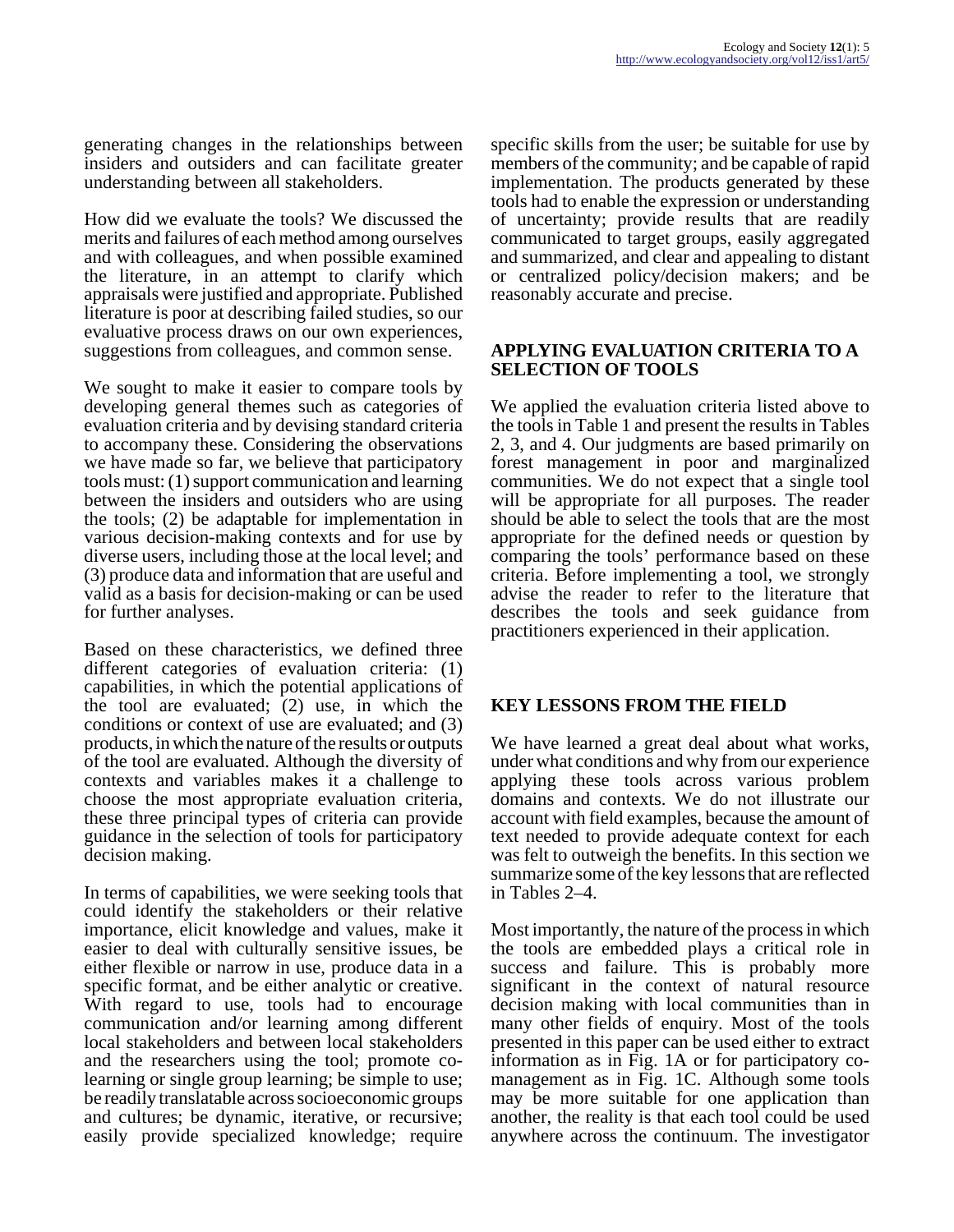generating changes in the relationships between insiders and outsiders and can facilitate greater understanding between all stakeholders.

How did we evaluate the tools? We discussed the merits and failures of each method among ourselves and with colleagues, and when possible examined the literature, in an attempt to clarify which appraisals were justified and appropriate. Published literature is poor at describing failed studies, so our evaluative process draws on our own experiences, suggestions from colleagues, and common sense.

We sought to make it easier to compare tools by developing general themes such as categories of evaluation criteria and by devising standard criteria to accompany these. Considering the observations we have made so far, we believe that participatory tools must: (1) support communication and learning between the insiders and outsiders who are using the tools; (2) be adaptable for implementation in various decision-making contexts and for use by diverse users, including those at the local level; and (3) produce data and information that are useful and valid as a basis for decision-making or can be used for further analyses.

Based on these characteristics, we defined three different categories of evaluation criteria: (1) capabilities, in which the potential applications of the tool are evaluated; (2) use, in which the conditions or context of use are evaluated; and (3) products, in which the nature of the results or outputs of the tool are evaluated. Although the diversity of contexts and variables makes it a challenge to choose the most appropriate evaluation criteria, these three principal types of criteria can provide guidance in the selection of tools for participatory decision making.

In terms of capabilities, we were seeking tools that could identify the stakeholders or their relative importance, elicit knowledge and values, make it easier to deal with culturally sensitive issues, be either flexible or narrow in use, produce data in a specific format, and be either analytic or creative. With regard to use, tools had to encourage communication and/or learning among different local stakeholders and between local stakeholders and the researchers using the tool; promote co-learning or single group learning; be simple to use; be readily translatable across socioeconomic groups and cultures; be dynamic, iterative, or recursive; easily provide specialized knowledge; require specific skills from the user; be suitable for use by members of the community; and be capable of rapid implementation. The products generated by these tools had to enable the expression or understanding of uncertainty; provide results that are readily communicated to target groups, easily aggregated and summarized, and clear and appealing to distant or centralized policy/decision makers; and be reasonably accurate and precise.

## APPLYING EVALUATION CRITERIA TO A SELECTION OF TOOLS

We applied the evaluation criteria listed above to the tools in Table 1 and present the results in Tables 2, 3, and 4. Our judgments are based primarily on forest management in poor and marginalized communities. We do not expect that a single tool will be appropriate for all purposes. The reader should be able to select the tools that are the most appropriate for the defined needs or question by comparing the tools' performance based on these criteria. Before implementing a tool, we strongly advise the reader to refer to the literature that describes the tools and seek guidance from practitioners experienced in their application.

## KEY LESSONS FROM THE FIELD

We have learned a great deal about what works, under what conditions and why from our experience applying these tools across various problem domains and contexts. We do not illustrate our account with field examples, because the amount of text needed to provide adequate context for each was felt to outweigh the benefits. In this section we summarize some of the key lessons that are reflected in Tables 2–4.

Most importantly, the nature of the process in which the tools are embedded plays a critical role in success and failure. This is probably more significant in the context of natural resource decision making with local communities than in many other fields of enquiry. Most of the tools presented in this paper can be used either to extract information as in Fig. 1A or for participatory co-management as in Fig. 1C. Although some tools may be more suitable for one application than another, the reality is that each tool could be used anywhere across the continuum. The investigator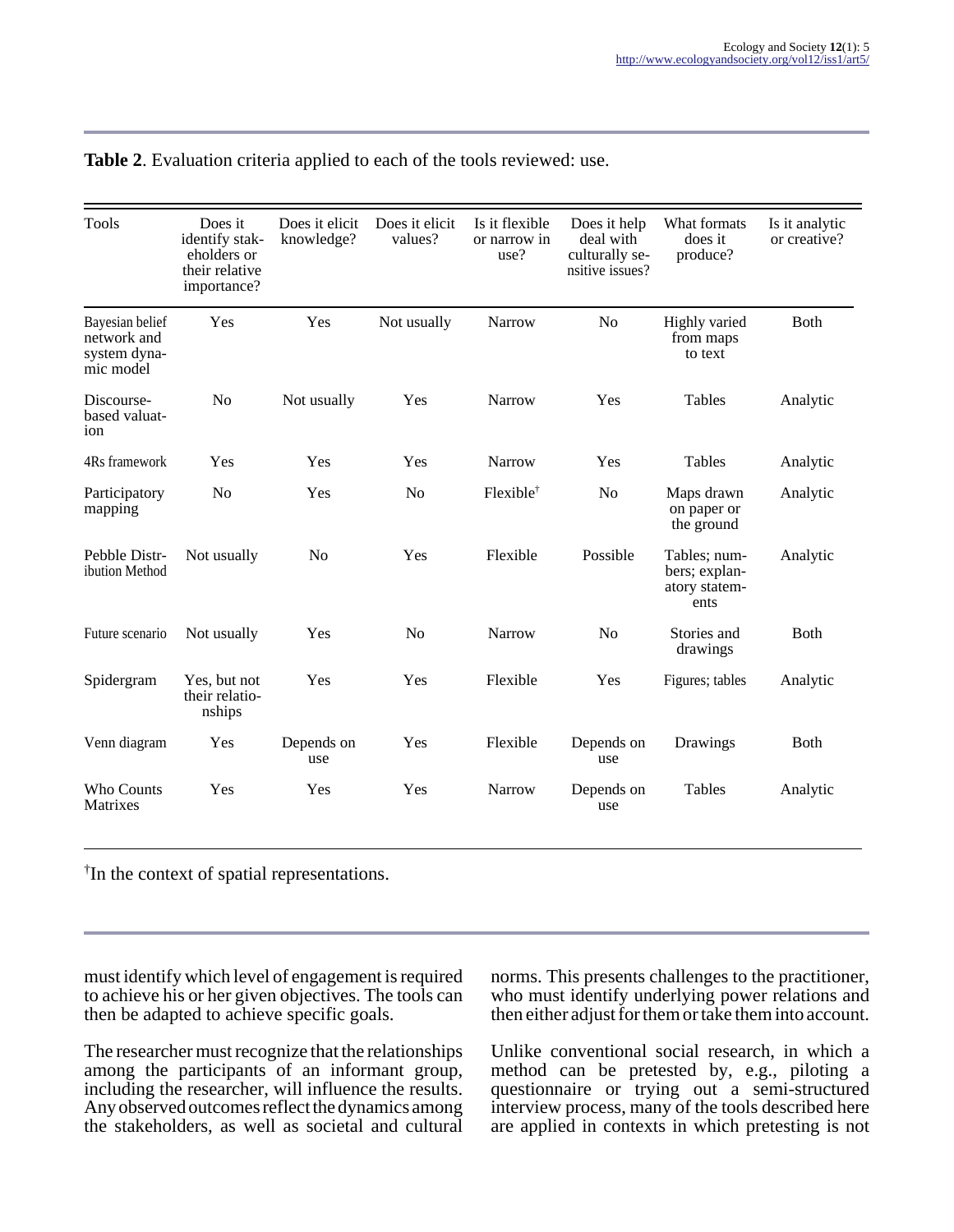**Table 2**. Evaluation criteria applied to each of the tools reviewed: use.

| Tools | Does it identify stakeholders or their relative importance? | Does it elicit knowledge? | Does it elicit values? | Is it flexible or narrow in use? | Does it help deal with culturally sensitive issues? | What formats does it produce? | Is it analytic or creative? |
|---|---|---|---|---|---|---|---|
| Bayesian belief network and system dynamic model | Yes | Yes | Not usually | Narrow | No | Highly varied from maps to text | Both |
| Discourse-based valuation | No | Not usually | Yes | Narrow | Yes | Tables | Analytic |
| 4Rs framework | Yes | Yes | Yes | Narrow | Yes | Tables | Analytic |
| Participatory mapping | No | Yes | No | Flexible† | No | Maps drawn on paper or the ground | Analytic |
| Pebble Distribution Method | Not usually | No | Yes | Flexible | Possible | Tables; numbers; explanatory statements | Analytic |
| Future scenario | Not usually | Yes | No | Narrow | No | Stories and drawings | Both |
| Spidergram | Yes, but not their relationships | Yes | Yes | Flexible | Yes | Figures; tables | Analytic |
| Venn diagram | Yes | Depends on use | Yes | Flexible | Depends on use | Drawings | Both |
| Who Counts Matrixes | Yes | Yes | Yes | Narrow | Depends on use | Tables | Analytic |

†In the context of spatial representations.

must identify which level of engagement is required to achieve his or her given objectives. The tools can then be adapted to achieve specific goals.

The researcher must recognize that the relationships among the participants of an informant group, including the researcher, will influence the results. Any observed outcomes reflect the dynamics among the stakeholders, as well as societal and cultural norms. This presents challenges to the practitioner, who must identify underlying power relations and then either adjust for them or take them into account.

Unlike conventional social research, in which a method can be pretested by, e.g., piloting a questionnaire or trying out a semi-structured interview process, many of the tools described here are applied in contexts in which pretesting is not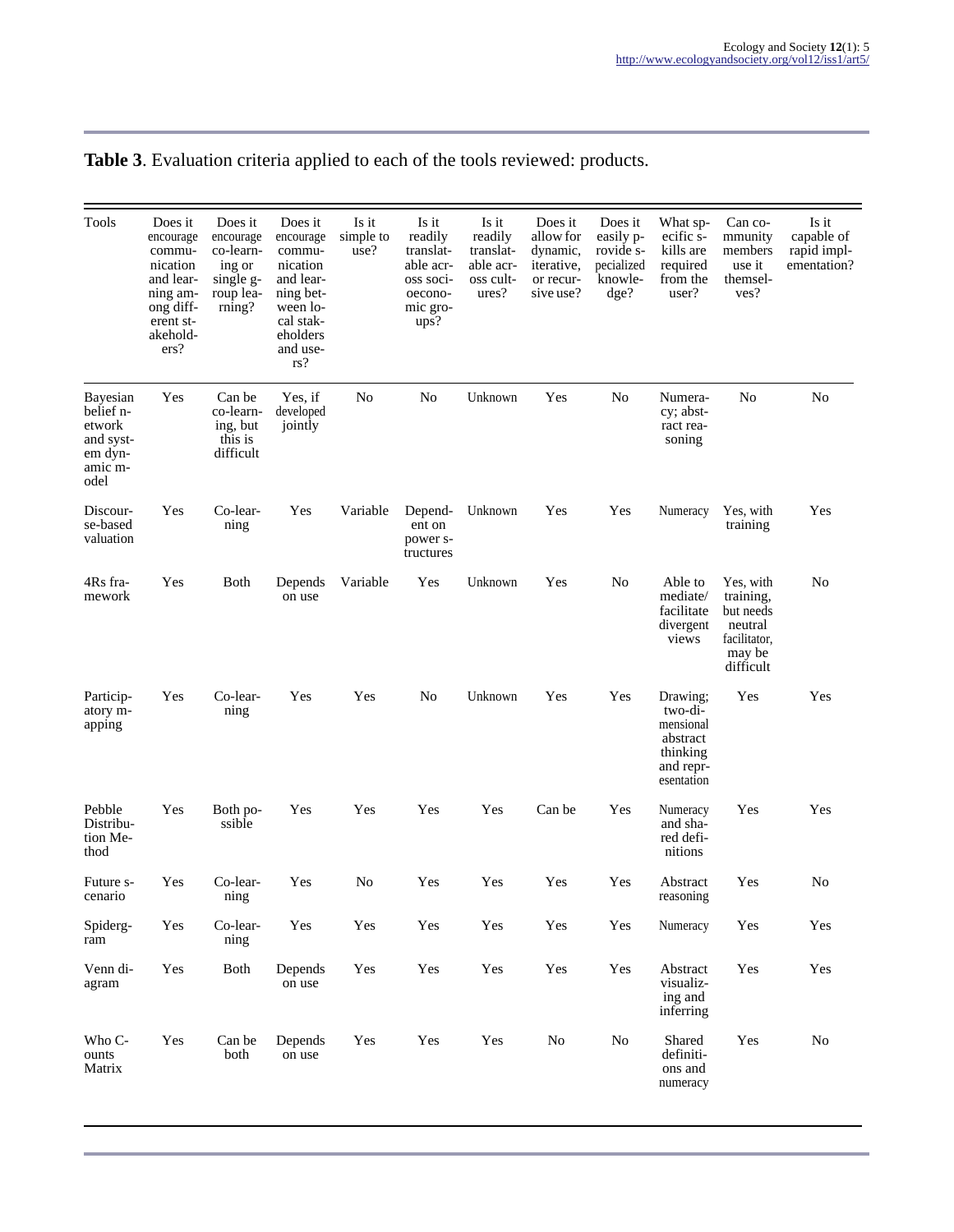**Table 3**. Evaluation criteria applied to each of the tools reviewed: products.

| Tools | Does it encourage communication and learning among different stakeholders? | Does it encourage co-learning or single group learning? | Does it encourage communication and learning between local stakeholders and users? | Is it simple to use? | Is it readily translatable across socioeconomic groups? | Is it readily translatable across cultures? | Does it allow for dynamic, iterative, or recursive use? | Does it easily provide specialized knowledge? | What specific skills are required from the user? | Can community members use it themselves? | Is it capable of rapid implementation? |
|---|---|---|---|---|---|---|---|---|---|---|---|
| Bayesian belief network and system dynamic model | Yes | Can be co-learning, but this is difficult | Yes, if developed jointly | No | No | Unknown | Yes | No | Numeracy; abstract reasoning | No | No |
| Discourse-based valuation | Yes | Co-learning | Yes | Variable | Dependent on power structures | Unknown | Yes | Yes | Numeracy | Yes, with training | Yes |
| 4Rs framework | Yes | Both | Depends on use | Variable | Yes | Unknown | Yes | No | Able to mediate/ facilitate divergent views | Yes, with training, but needs neutral facilitator, may be difficult | No |
| Participatory mapping | Yes | Co-learning | Yes | Yes | No | Unknown | Yes | Yes | Drawing; two-dimensional abstract thinking and representation | Yes | Yes |
| Pebble Distribution Method | Yes | Both possible | Yes | Yes | Yes | Yes | Can be | Yes | Numeracy and shared definitions | Yes | Yes |
| Future scenario | Yes | Co-learning | Yes | No | Yes | Yes | Yes | Yes | Abstract reasoning | Yes | No |
| Spidergram | Yes | Co-learning | Yes | Yes | Yes | Yes | Yes | Yes | Numeracy | Yes | Yes |
| Venn diagram | Yes | Both | Depends on use | Yes | Yes | Yes | Yes | Yes | Abstract visualizing and inferring | Yes | Yes |
| Who Counts Matrix | Yes | Can be both | Depends on use | Yes | Yes | Yes | No | No | Shared definitions and numeracy | Yes | No |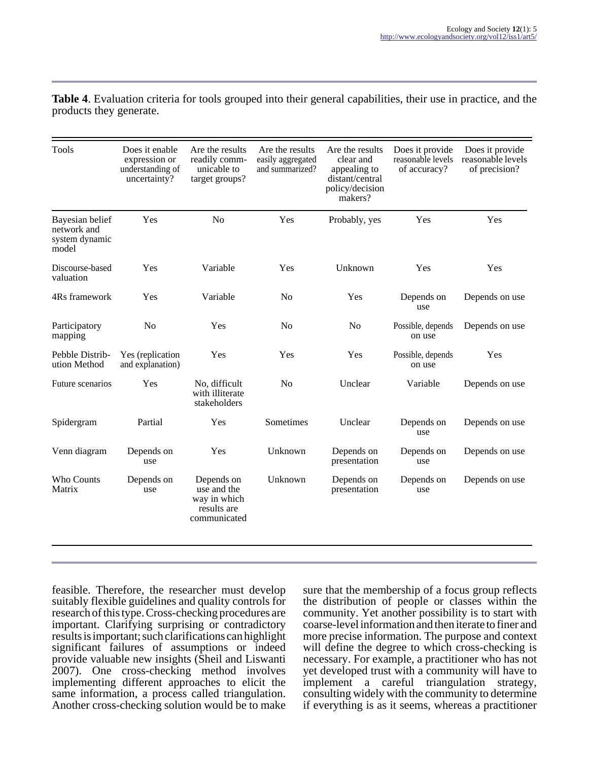**Table 4**. Evaluation criteria for tools grouped into their general capabilities, their use in practice, and the products they generate.

| Tools | Does it enable expression or understanding of uncertainty? | Are the results readily comm-unicable to target groups? | Are the results easily aggregated and summarized? | Are the results clear and appealing to distant/central policy/decision makers? | Does it provide reasonable levels of accuracy? | Does it provide reasonable levels of precision? |
|---|---|---|---|---|---|---|
| Bayesian belief network and system dynamic model | Yes | No | Yes | Probably, yes | Yes | Yes |
| Discourse-based valuation | Yes | Variable | Yes | Unknown | Yes | Yes |
| 4Rs framework | Yes | Variable | No | Yes | Depends on use | Depends on use |
| Participatory mapping | No | Yes | No | No | Possible, depends on use | Depends on use |
| Pebble Distrib-ution Method | Yes (replication and explanation) | Yes | Yes | Yes | Possible, depends on use | Yes |
| Future scenarios | Yes | No, difficult with illiterate stakeholders | No | Unclear | Variable | Depends on use |
| Spidergram | Partial | Yes | Sometimes | Unclear | Depends on use | Depends on use |
| Venn diagram | Depends on use | Yes | Unknown | Depends on presentation | Depends on use | Depends on use |
| Who Counts Matrix | Depends on use | Depends on use and the way in which results are communicated | Unknown | Depends on presentation | Depends on use | Depends on use |

feasible. Therefore, the researcher must develop suitably flexible guidelines and quality controls for research of this type. Cross-checking procedures are important. Clarifying surprising or contradictory results is important; such clarifications can highlight significant failures of assumptions or indeed provide valuable new insights (Sheil and Liswanti 2007). One cross-checking method involves implementing different approaches to elicit the same information, a process called triangulation. Another cross-checking solution would be to make sure that the membership of a focus group reflects the distribution of people or classes within the community. Yet another possibility is to start with coarse-level information and then iterate to finer and more precise information. The purpose and context will define the degree to which cross-checking is necessary. For example, a practitioner who has not yet developed trust with a community will have to implement a careful triangulation strategy, consulting widely with the community to determine if everything is as it seems, whereas a practitioner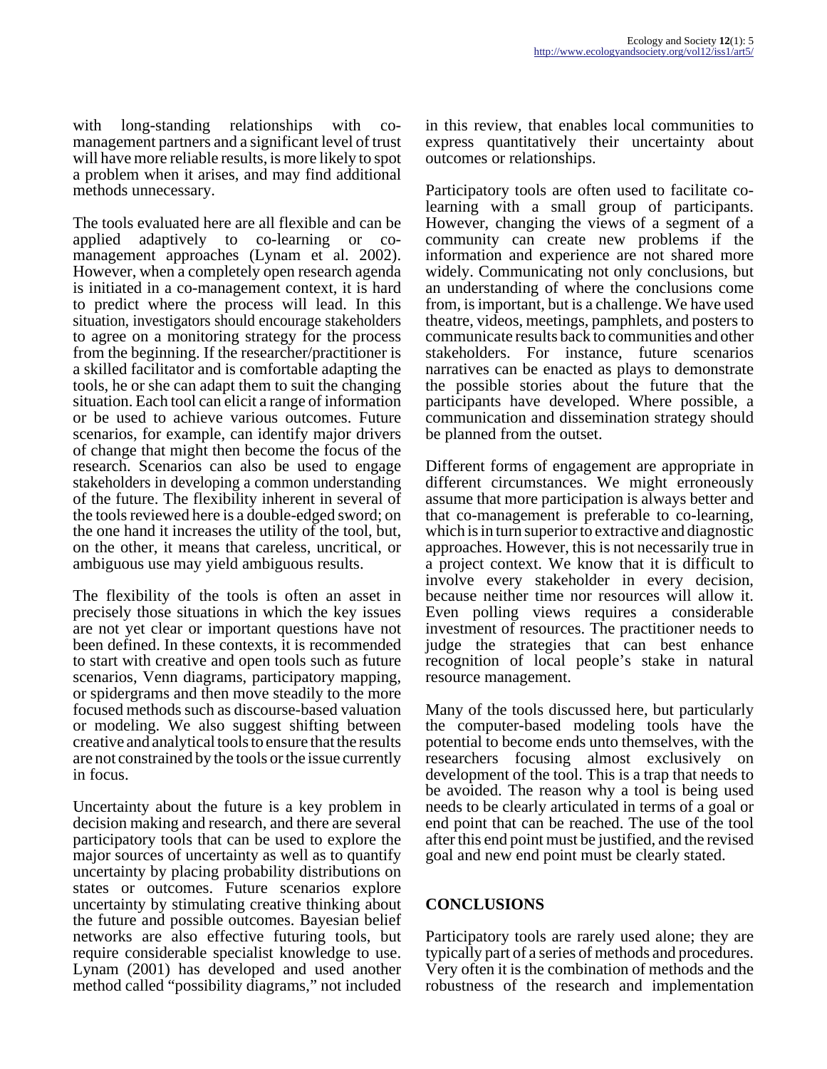with long-standing relationships with co-management partners and a significant level of trust will have more reliable results, is more likely to spot a problem when it arises, and may find additional methods unnecessary.

The tools evaluated here are all flexible and can be applied adaptively to co-learning or co-management approaches (Lynam et al. 2002). However, when a completely open research agenda is initiated in a co-management context, it is hard to predict where the process will lead. In this situation, investigators should encourage stakeholders to agree on a monitoring strategy for the process from the beginning. If the researcher/practitioner is a skilled facilitator and is comfortable adapting the tools, he or she can adapt them to suit the changing situation. Each tool can elicit a range of information or be used to achieve various outcomes. Future scenarios, for example, can identify major drivers of change that might then become the focus of the research. Scenarios can also be used to engage stakeholders in developing a common understanding of the future. The flexibility inherent in several of the tools reviewed here is a double-edged sword; on the one hand it increases the utility of the tool, but, on the other, it means that careless, uncritical, or ambiguous use may yield ambiguous results.

The flexibility of the tools is often an asset in precisely those situations in which the key issues are not yet clear or important questions have not been defined. In these contexts, it is recommended to start with creative and open tools such as future scenarios, Venn diagrams, participatory mapping, or spidergrams and then move steadily to the more focused methods such as discourse-based valuation or modeling. We also suggest shifting between creative and analytical tools to ensure that the results are not constrained by the tools or the issue currently in focus.

Uncertainty about the future is a key problem in decision making and research, and there are several participatory tools that can be used to explore the major sources of uncertainty as well as to quantify uncertainty by placing probability distributions on states or outcomes. Future scenarios explore uncertainty by stimulating creative thinking about the future and possible outcomes. Bayesian belief networks are also effective futuring tools, but require considerable specialist knowledge to use. Lynam (2001) has developed and used another method called "possibility diagrams," not included in this review, that enables local communities to express quantitatively their uncertainty about outcomes or relationships.

Participatory tools are often used to facilitate co-learning with a small group of participants. However, changing the views of a segment of a community can create new problems if the information and experience are not shared more widely. Communicating not only conclusions, but an understanding of where the conclusions come from, is important, but is a challenge. We have used theatre, videos, meetings, pamphlets, and posters to communicate results back to communities and other stakeholders. For instance, future scenarios narratives can be enacted as plays to demonstrate the possible stories about the future that the participants have developed. Where possible, a communication and dissemination strategy should be planned from the outset.

Different forms of engagement are appropriate in different circumstances. We might erroneously assume that more participation is always better and that co-management is preferable to co-learning, which is in turn superior to extractive and diagnostic approaches. However, this is not necessarily true in a project context. We know that it is difficult to involve every stakeholder in every decision, because neither time nor resources will allow it. Even polling views requires a considerable investment of resources. The practitioner needs to judge the strategies that can best enhance recognition of local people's stake in natural resource management.

Many of the tools discussed here, but particularly the computer-based modeling tools have the potential to become ends unto themselves, with the researchers focusing almost exclusively on development of the tool. This is a trap that needs to be avoided. The reason why a tool is being used needs to be clearly articulated in terms of a goal or end point that can be reached. The use of the tool after this end point must be justified, and the revised goal and new end point must be clearly stated.

## CONCLUSIONS

Participatory tools are rarely used alone; they are typically part of a series of methods and procedures. Very often it is the combination of methods and the robustness of the research and implementation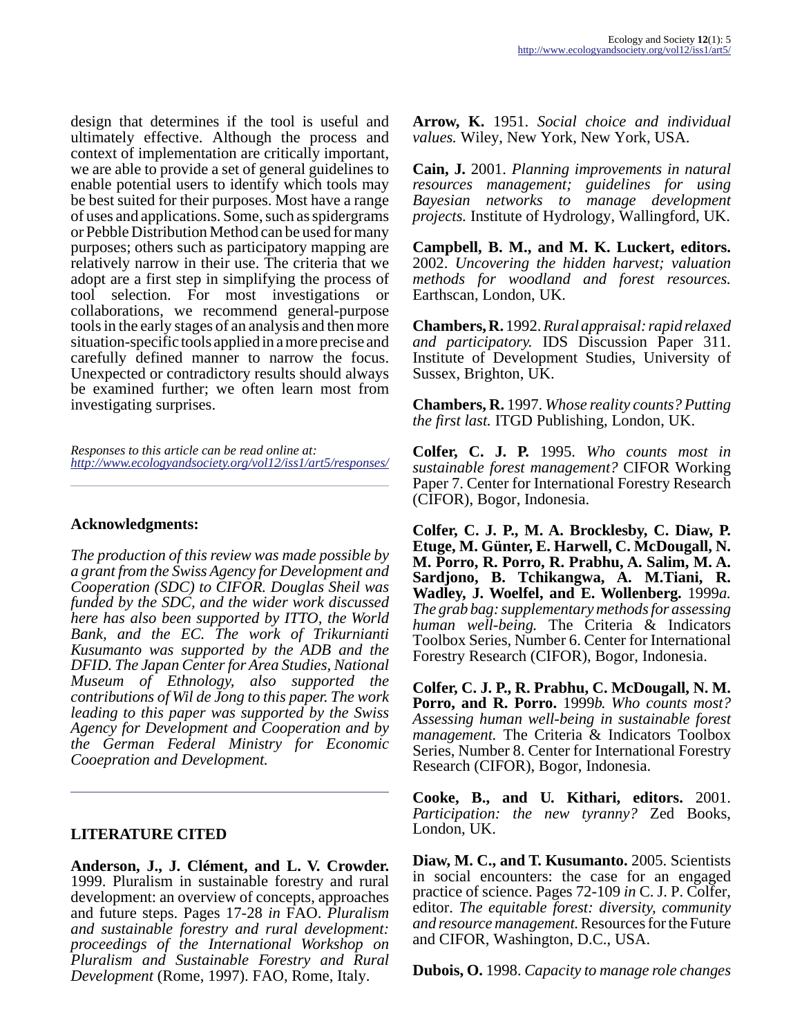design that determines if the tool is useful and ultimately effective. Although the process and context of implementation are critically important, we are able to provide a set of general guidelines to enable potential users to identify which tools may be best suited for their purposes. Most have a range of uses and applications. Some, such as spidergrams or Pebble Distribution Method can be used for many purposes; others such as participatory mapping are relatively narrow in their use. The criteria that we adopt are a first step in simplifying the process of tool selection. For most investigations or collaborations, we recommend general-purpose tools in the early stages of an analysis and then more situation-specific tools applied in a more precise and carefully defined manner to narrow the focus. Unexpected or contradictory results should always be examined further; we often learn most from investigating surprises.

*Responses to this article can be read online at:*
*http://www.ecologyandsociety.org/vol12/iss1/art5/responses/*

---

## Acknowledgments:

*The production of this review was made possible by a grant from the Swiss Agency for Development and Cooperation (SDC) to CIFOR. Douglas Sheil was funded by the SDC, and the wider work discussed here has also been supported by ITTO, the World Bank, and the EC. The work of Trikurnianti Kusumanto was supported by the ADB and the DFID. The Japan Center for Area Studies, National Museum of Ethnology, also supported the contributions of Wil de Jong to this paper. The work leading to this paper was supported by the Swiss Agency for Development and Cooperation and by the German Federal Ministry for Economic Cooepration and Development.*

---

## LITERATURE CITED

**Anderson, J., J. Clément, and L. V. Crowder.** 1999. Pluralism in sustainable forestry and rural development: an overview of concepts, approaches and future steps. Pages 17-28 *in* FAO. *Pluralism and sustainable forestry and rural development: proceedings of the International Workshop on Pluralism and Sustainable Forestry and Rural Development* (Rome, 1997). FAO, Rome, Italy.

**Arrow, K.** 1951. *Social choice and individual values.* Wiley, New York, New York, USA.

**Cain, J.** 2001. *Planning improvements in natural resources management; guidelines for using Bayesian networks to manage development projects.* Institute of Hydrology, Wallingford, UK.

**Campbell, B. M., and M. K. Luckert, editors.** 2002. *Uncovering the hidden harvest; valuation methods for woodland and forest resources.* Earthscan, London, UK.

**Chambers, R.** 1992. *Rural appraisal: rapid relaxed and participatory.* IDS Discussion Paper 311. Institute of Development Studies, University of Sussex, Brighton, UK.

**Chambers, R.** 1997. *Whose reality counts? Putting the first last.* ITGD Publishing, London, UK.

**Colfer, C. J. P.** 1995. *Who counts most in sustainable forest management?* CIFOR Working Paper 7. Center for International Forestry Research (CIFOR), Bogor, Indonesia.

**Colfer, C. J. P., M. A. Brocklesby, C. Diaw, P. Etuge, M. Günter, E. Harwell, C. McDougall, N. M. Porro, R. Porro, R. Prabhu, A. Salim, M. A. Sardjono, B. Tchikangwa, A. M.Tiani, R. Wadley, J. Woelfel, and E. Wollenberg.** 1999*a*. *The grab bag: supplementary methods for assessing human well-being.* The Criteria & Indicators Toolbox Series, Number 6. Center for International Forestry Research (CIFOR), Bogor, Indonesia.

**Colfer, C. J. P., R. Prabhu, C. McDougall, N. M. Porro, and R. Porro.** 1999*b*. *Who counts most? Assessing human well-being in sustainable forest management.* The Criteria & Indicators Toolbox Series, Number 8. Center for International Forestry Research (CIFOR), Bogor, Indonesia.

**Cooke, B., and U. Kithari, editors.** 2001. *Participation: the new tyranny?* Zed Books, London, UK.

**Diaw, M. C., and T. Kusumanto.** 2005. Scientists in social encounters: the case for an engaged practice of science. Pages 72-109 *in* C. J. P. Colfer, editor. *The equitable forest: diversity, community and resource management.* Resources for the Future and CIFOR, Washington, D.C., USA.

**Dubois, O.** 1998. *Capacity to manage role changes*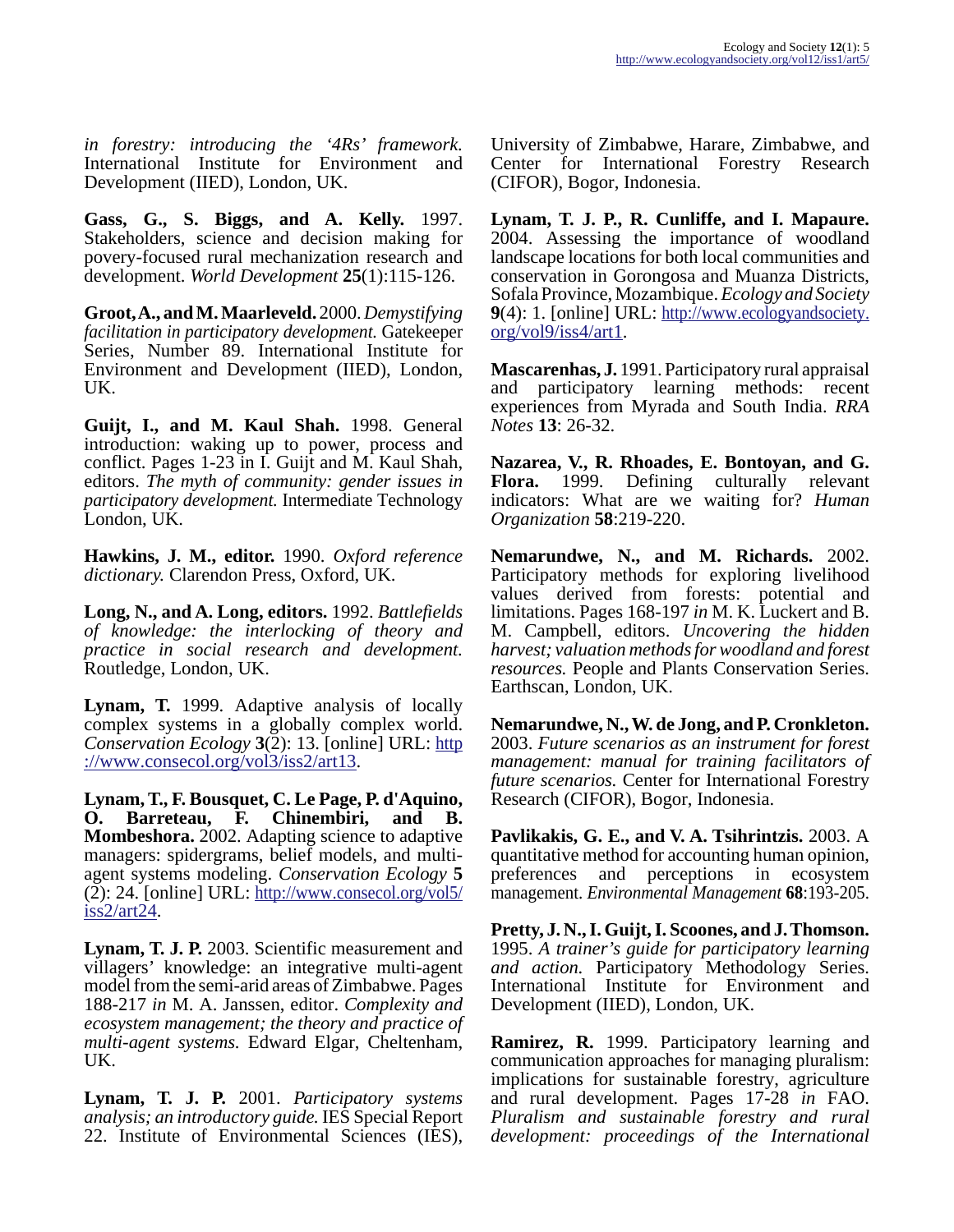*in forestry: introducing the '4Rs' framework.* International Institute for Environment and Development (IIED), London, UK.

**Gass, G., S. Biggs, and A. Kelly.** 1997. Stakeholders, science and decision making for povery-focused rural mechanization research and development. *World Development* **25**(1):115-126.

**Groot, A., and M. Maarleveld.** 2000. *Demystifying facilitation in participatory development.* Gatekeeper Series, Number 89. International Institute for Environment and Development (IIED), London, UK.

**Guijt, I., and M. Kaul Shah.** 1998. General introduction: waking up to power, process and conflict. Pages 1-23 in I. Guijt and M. Kaul Shah, editors. *The myth of community: gender issues in participatory development.* Intermediate Technology London, UK.

**Hawkins, J. M., editor.** 1990. *Oxford reference dictionary.* Clarendon Press, Oxford, UK.

**Long, N., and A. Long, editors.** 1992. *Battlefields of knowledge: the interlocking of theory and practice in social research and development.* Routledge, London, UK.

**Lynam, T.** 1999. Adaptive analysis of locally complex systems in a globally complex world. *Conservation Ecology* **3**(2): 13. [online] URL: http://www.consecol.org/vol3/iss2/art13.

**Lynam, T., F. Bousquet, C. Le Page, P. d'Aquino, O. Barreteau, F. Chinembiri, and B. Mombeshora.** 2002. Adapting science to adaptive managers: spidergrams, belief models, and multi-agent systems modeling. *Conservation Ecology* **5** (2): 24. [online] URL: http://www.consecol.org/vol5/iss2/art24.

**Lynam, T. J. P.** 2003. Scientific measurement and villagers' knowledge: an integrative multi-agent model from the semi-arid areas of Zimbabwe. Pages 188-217 *in* M. A. Janssen, editor. *Complexity and ecosystem management; the theory and practice of multi-agent systems.* Edward Elgar, Cheltenham, UK.

**Lynam, T. J. P.** 2001. *Participatory systems analysis; an introductory guide.* IES Special Report 22. Institute of Environmental Sciences (IES), University of Zimbabwe, Harare, Zimbabwe, and Center for International Forestry Research (CIFOR), Bogor, Indonesia.

**Lynam, T. J. P., R. Cunliffe, and I. Mapaure.** 2004. Assessing the importance of woodland landscape locations for both local communities and conservation in Gorongosa and Muanza Districts, Sofala Province, Mozambique. *Ecology and Society* **9**(4): 1. [online] URL: http://www.ecologyandsociety.org/vol9/iss4/art1.

**Mascarenhas, J.** 1991. Participatory rural appraisal and participatory learning methods: recent experiences from Myrada and South India. *RRA Notes* **13**: 26-32.

**Nazarea, V., R. Rhoades, E. Bontoyan, and G. Flora.** 1999. Defining culturally relevant indicators: What are we waiting for? *Human Organization* **58**:219-220.

**Nemarundwe, N., and M. Richards.** 2002. Participatory methods for exploring livelihood values derived from forests: potential and limitations. Pages 168-197 *in* M. K. Luckert and B. M. Campbell, editors. *Uncovering the hidden harvest; valuation methods for woodland and forest resources.* People and Plants Conservation Series. Earthscan, London, UK.

**Nemarundwe, N., W. de Jong, and P. Cronkleton.** 2003. *Future scenarios as an instrument for forest management: manual for training facilitators of future scenarios.* Center for International Forestry Research (CIFOR), Bogor, Indonesia.

**Pavlikakis, G. E., and V. A. Tsihrintzis.** 2003. A quantitative method for accounting human opinion, preferences and perceptions in ecosystem management. *Environmental Management* **68**:193-205.

**Pretty, J. N., I. Guijt, I. Scoones, and J. Thomson.** 1995. *A trainer's guide for participatory learning and action.* Participatory Methodology Series. International Institute for Environment and Development (IIED), London, UK.

**Ramirez, R.** 1999. Participatory learning and communication approaches for managing pluralism: implications for sustainable forestry, agriculture and rural development. Pages 17-28 *in* FAO. *Pluralism and sustainable forestry and rural development: proceedings of the International*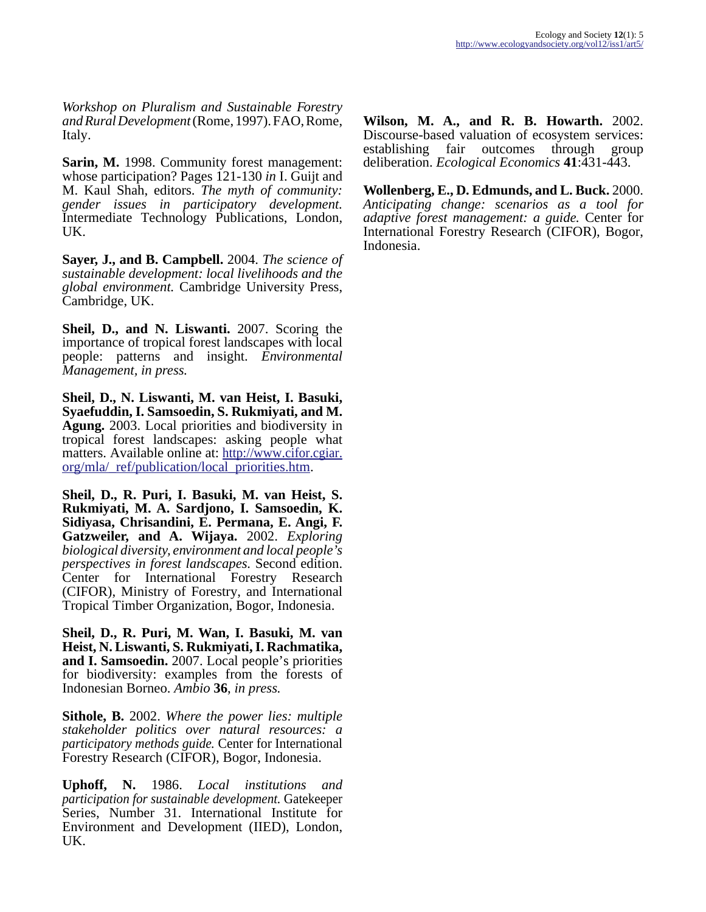*Workshop on Pluralism and Sustainable Forestry and Rural Development* (Rome, 1997). FAO, Rome, Italy.

**Sarin, M.** 1998. Community forest management: whose participation? Pages 121-130 *in* I. Guijt and M. Kaul Shah, editors. *The myth of community: gender issues in participatory development.* Intermediate Technology Publications, London, UK.

**Sayer, J., and B. Campbell.** 2004. *The science of sustainable development: local livelihoods and the global environment.* Cambridge University Press, Cambridge, UK.

**Sheil, D., and N. Liswanti.** 2007. Scoring the importance of tropical forest landscapes with local people: patterns and insight. *Environmental Management, in press.*

**Sheil, D., N. Liswanti, M. van Heist, I. Basuki, Syaefuddin, I. Samsoedin, S. Rukmiyati, and M. Agung.** 2003. Local priorities and biodiversity in tropical forest landscapes: asking people what matters. Available online at: http://www.cifor.cgiar.org/mla/_ref/publication/local_priorities.htm.

**Sheil, D., R. Puri, I. Basuki, M. van Heist, S. Rukmiyati, M. A. Sardjono, I. Samsoedin, K. Sidiyasa, Chrisandini, E. Permana, E. Angi, F. Gatzweiler, and A. Wijaya.** 2002. *Exploring biological diversity, environment and local people's perspectives in forest landscapes.* Second edition. Center for International Forestry Research (CIFOR), Ministry of Forestry, and International Tropical Timber Organization, Bogor, Indonesia.

**Sheil, D., R. Puri, M. Wan, I. Basuki, M. van Heist, N. Liswanti, S. Rukmiyati, I. Rachmatika, and I. Samsoedin.** 2007. Local people's priorities for biodiversity: examples from the forests of Indonesian Borneo. *Ambio* **36**, *in press.*

**Sithole, B.** 2002. *Where the power lies: multiple stakeholder politics over natural resources: a participatory methods guide.* Center for International Forestry Research (CIFOR), Bogor, Indonesia.

**Uphoff, N.** 1986. *Local institutions and participation for sustainable development.* Gatekeeper Series, Number 31. International Institute for Environment and Development (IIED), London, UK.

**Wilson, M. A., and R. B. Howarth.** 2002. Discourse-based valuation of ecosystem services: establishing fair outcomes through group deliberation. *Ecological Economics* **41**:431-443.

**Wollenberg, E., D. Edmunds, and L. Buck.** 2000. *Anticipating change: scenarios as a tool for adaptive forest management: a guide.* Center for International Forestry Research (CIFOR), Bogor, Indonesia.